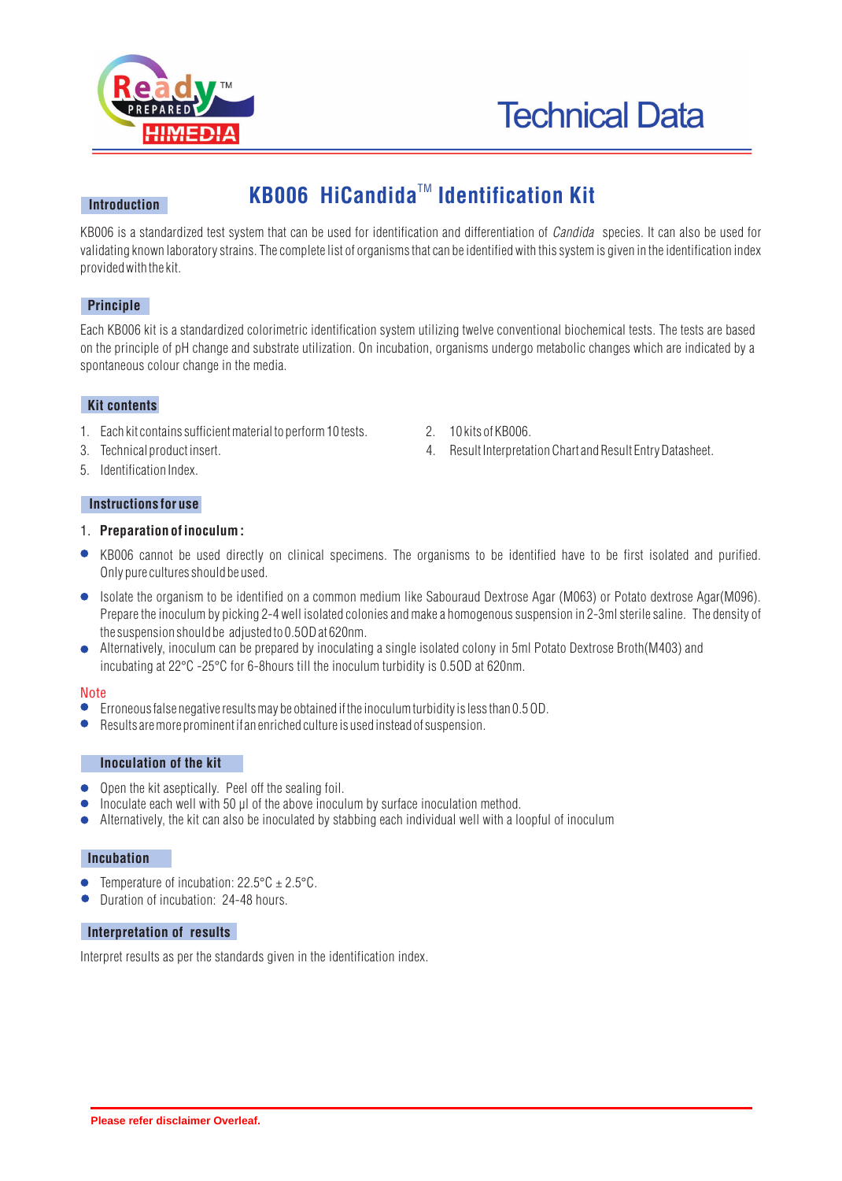Technical Data

# KB006 HiCandida™ Identification Kit

## Introduction

KB006 is a standardized test system that can be used for identification and differentiation of *Candida* species. It can also be used for validating known laboratory strains. The complete list of organisms that can be identified with this system is given in the identification index provided with the kit.

## Principle

Each KB006 kit is a standardized colorimetric identification system utilizing twelve conventional biochemical tests. The tests are based on the principle of pH change and substrate utilization. On incubation, organisms undergo metabolic changes which are indicated by a spontaneous colour change in the media.

## Kit contents

1. Each kit contains sufficient material to perform 10 tests.
2. 10 kits of KB006.
3. Technical product insert.
4. Result Interpretation Chart and Result Entry Datasheet.
5. Identification Index.

## Instructions for use

1. **Preparation of inoculum :**

- KB006 cannot be used directly on clinical specimens. The organisms to be identified have to be first isolated and purified. Only pure cultures should be used.
- Isolate the organism to be identified on a common medium like Sabouraud Dextrose Agar (M063) or Potato dextrose Agar(M096). Prepare the inoculum by picking 2-4 well isolated colonies and make a homogenous suspension in 2-3ml sterile saline. The density of the suspension should be adjusted to 0.5OD at 620nm.
- Alternatively, inoculum can be prepared by inoculating a single isolated colony in 5ml Potato Dextrose Broth(M403) and incubating at 22°C -25°C for 6-8hours till the inoculum turbidity is 0.5OD at 620nm.

Note

- Erroneous false negative results may be obtained if the inoculum turbidity is less than 0.5 OD.
- Results are more prominent if an enriched culture is used instead of suspension.

## Inoculation of the kit

- Open the kit aseptically. Peel off the sealing foil.
- Inoculate each well with 50 µl of the above inoculum by surface inoculation method.
- Alternatively, the kit can also be inoculated by stabbing each individual well with a loopful of inoculum

## Incubation

- Temperature of incubation: 22.5°C ± 2.5°C.
- Duration of incubation: 24-48 hours.

## Interpretation of results

Interpret results as per the standards given in the identification index.

Please refer disclaimer Overleaf.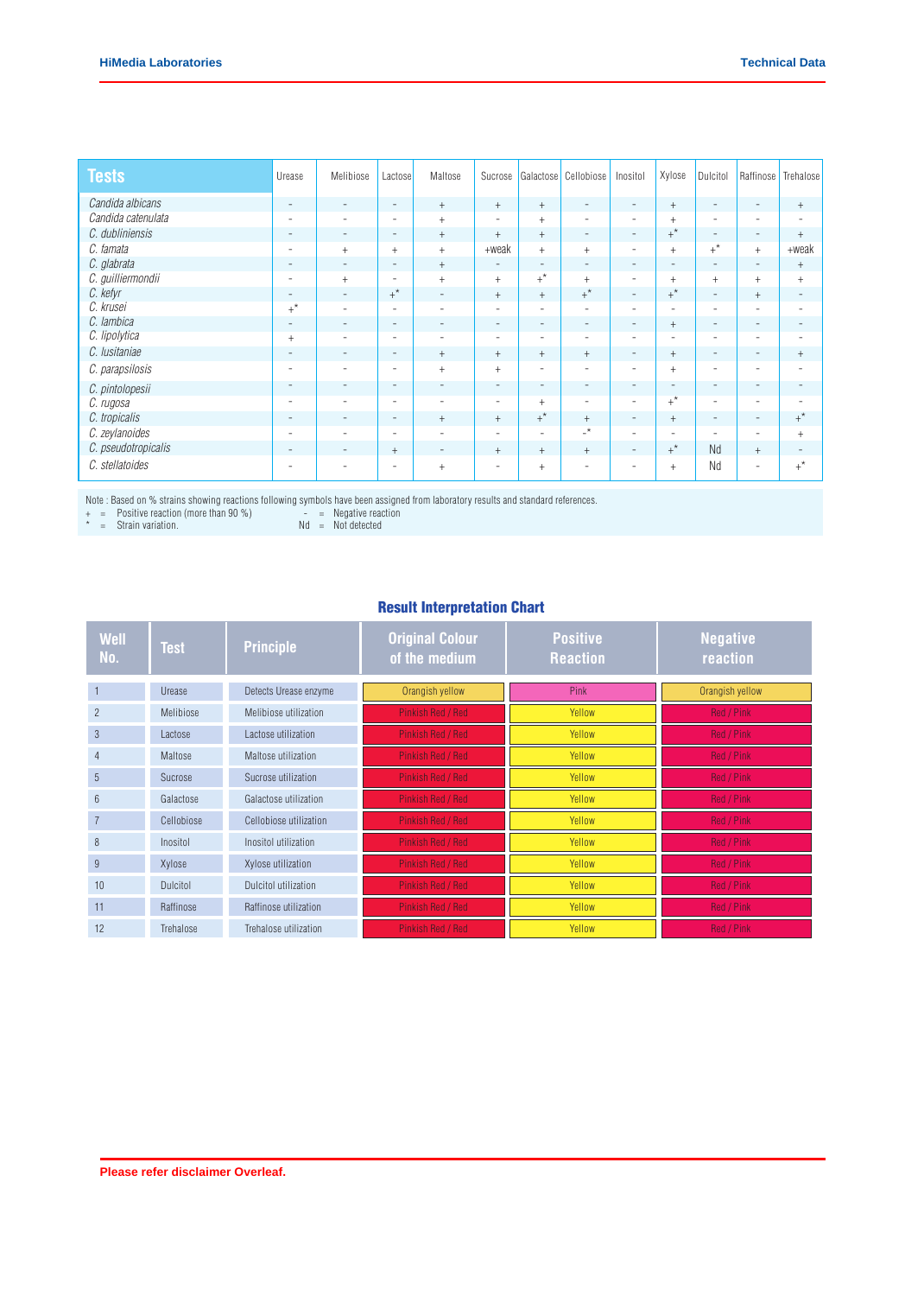| Tests | Urease | Melibiose | Lactose | Maltose | Sucrose | Galactose | Cellobiose | Inositol | Xylose | Dulcitol | Raffinose | Trehalose |
|---|---|---|---|---|---|---|---|---|---|---|---|---|
| *Candida albicans* | - | - | - | + | + | + | - | - | + | - | - | + |
| *Candida catenulata* | - | - | - | + | - | + | - | - | + | - | - | - |
| *C. dubliniensis* | - | - | - | + | + | + | - | - | +* | - | - | + |
| *C. famata* | - | + | + | + | +weak | + | + | - | + | +* | + | +weak |
| *C. glabrata* | - | - | - | + | - | - | - | - | - | - | - | + |
| *C. guilliermondii* | - | + | - | + | + | +* | + | - | + | + | + | + |
| *C. kefyr* | - | - | +* | - | + | + | +* | - | +* | - | + | - |
| *C. krusei* | +* | - | - | - | - | - | - | - | - | - | - | - |
| *C. lambica* | - | - | - | - | - | - | - | - | + | - | - | - |
| *C. lipolytica* | + | - | - | - | - | - | - | - | - | - | - | - |
| *C. lusitaniae* | - | - | - | + | + | + | + | - | + | - | - | + |
| *C. parapsilosis* | - | - | - | + | + | - | - | - | + | - | - | - |
| *C. pintolopesii* | - | - | - | - | - | - | - | - | - | - | - | - |
| *C. rugosa* | - | - | - | - | - | + | - | - | +* | - | - | - |
| *C. tropicalis* | - | - | - | + | + | +* | + | - | + | - | - | +* |
| *C. zeylanoides* | - | - | - | - | - | - | -* | - | - | - | - | + |
| *C. pseudotropicalis* | - | - | + | - | + | + | + | - | +* | Nd | + | - |
| *C. stellatoides* | - | - | - | + | - | + | - | - | + | Nd | - | +* |

Note : Based on % strains showing reactions following symbols have been assigned from laboratory results and standard references.
+ = Positive reaction (more than 90 %) &nbsp;&nbsp;&nbsp; - = Negative reaction
* = Strain variation. &nbsp;&nbsp;&nbsp; Nd = Not detected

## Result Interpretation Chart

| Well No. | Test | Principle | Original Colour of the medium | Positive Reaction | Negative reaction |
|---|---|---|---|---|---|
| 1 | Urease | Detects Urease enzyme | Orangish yellow | Pink | Orangish yellow |
| 2 | Melibiose | Melibiose utilization | Pinkish Red / Red | Yellow | Red / Pink |
| 3 | Lactose | Lactose utilization | Pinkish Red / Red | Yellow | Red / Pink |
| 4 | Maltose | Maltose utilization | Pinkish Red / Red | Yellow | Red / Pink |
| 5 | Sucrose | Sucrose utilization | Pinkish Red / Red | Yellow | Red / Pink |
| 6 | Galactose | Galactose utilization | Pinkish Red / Red | Yellow | Red / Pink |
| 7 | Cellobiose | Cellobiose utilization | Pinkish Red / Red | Yellow | Red / Pink |
| 8 | Inositol | Inositol utilization | Pinkish Red / Red | Yellow | Red / Pink |
| 9 | Xylose | Xylose utilization | Pinkish Red / Red | Yellow | Red / Pink |
| 10 | Dulcitol | Dulcitol utilization | Pinkish Red / Red | Yellow | Red / Pink |
| 11 | Raffinose | Raffinose utilization | Pinkish Red / Red | Yellow | Red / Pink |
| 12 | Trehalose | Trehalose utilization | Pinkish Red / Red | Yellow | Red / Pink |

Please refer disclaimer Overleaf.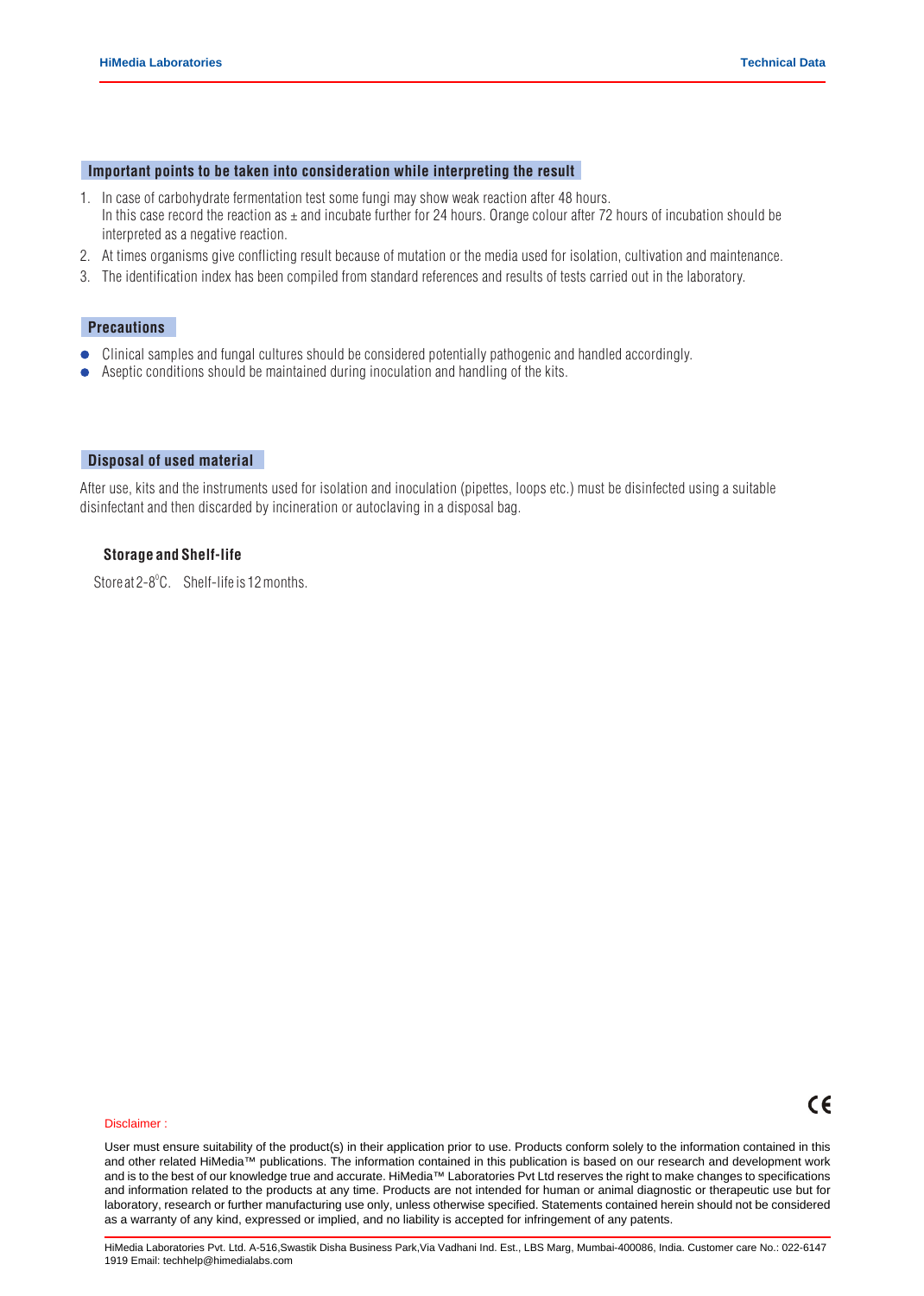## Important points to be taken into consideration while interpreting the result

1. In case of carbohydrate fermentation test some fungi may show weak reaction after 48 hours.
   In this case record the reaction as ± and incubate further for 24 hours. Orange colour after 72 hours of incubation should be interpreted as a negative reaction.
2. At times organisms give conflicting result because of mutation or the media used for isolation, cultivation and maintenance.
3. The identification index has been compiled from standard references and results of tests carried out in the laboratory.

## Precautions

- Clinical samples and fungal cultures should be considered potentially pathogenic and handled accordingly.
- Aseptic conditions should be maintained during inoculation and handling of the kits.

## Disposal of used material

After use, kits and the instruments used for isolation and inoculation (pipettes, loops etc.) must be disinfected using a suitable disinfectant and then discarded by incineration or autoclaving in a disposal bag.

## Storage and Shelf-life

Store at 2-8°C. Shelf-life is 12 months.

CE

Disclaimer :

User must ensure suitability of the product(s) in their application prior to use. Products conform solely to the information contained in this and other related HiMedia™ publications. The information contained in this publication is based on our research and development work and is to the best of our knowledge true and accurate. HiMedia™ Laboratories Pvt Ltd reserves the right to make changes to specifications and information related to the products at any time. Products are not intended for human or animal diagnostic or therapeutic use but for laboratory, research or further manufacturing use only, unless otherwise specified. Statements contained herein should not be considered as a warranty of any kind, expressed or implied, and no liability is accepted for infringement of any patents.

HiMedia Laboratories Pvt. Ltd. A-516,Swastik Disha Business Park,Via Vadhani Ind. Est., LBS Marg, Mumbai-400086, India. Customer care No.: 022-6147 1919 Email: techhelp@himedialabs.com